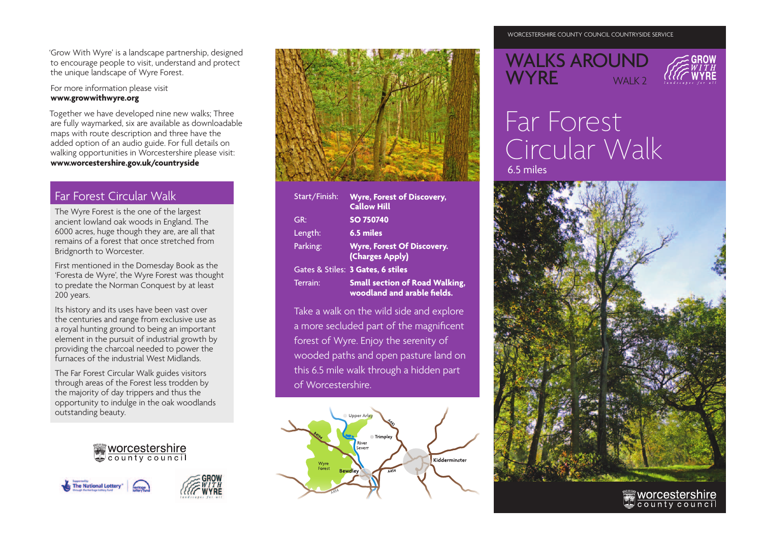'Grow With Wyre' is a landscape partnership, designed to encourage people to visit, understand and protect the unique landscape of Wyre Forest.

For more information please visit
**www.growwithwyre.org**

Together we have developed nine new walks; Three are fully waymarked, six are available as downloadable maps with route description and three have the added option of an audio guide. For full details on walking opportunities in Worcestershire please visit:
**www.worcestershire.gov.uk/countryside**

## Far Forest Circular Walk

The Wyre Forest is the one of the largest ancient lowland oak woods in England. The 6000 acres, huge though they are, are all that remains of a forest that once stretched from Bridgnorth to Worcester.

First mentioned in the Domesday Book as the 'Foresta de Wyre', the Wyre Forest was thought to predate the Norman Conquest by at least 200 years.

Its history and its uses have been vast over the centuries and range from exclusive use as a royal hunting ground to being an important element in the pursuit of industrial growth by providing the charcoal needed to power the furnaces of the industrial West Midlands.

The Far Forest Circular Walk guides visitors through areas of the Forest less trodden by the majority of day trippers and thus the opportunity to indulge in the oak woodlands outstanding beauty.

| | |
|---|---|
| Start/Finish: | **Wyre, Forest of Discovery, Callow Hill** |
| GR: | **SO 750740** |
| Length: | **6.5 miles** |
| Parking: | **Wyre, Forest Of Discovery. (Charges Apply)** |
| Gates & Stiles: | **3 Gates, 6 stiles** |
| Terrain: | **Small section of Road Walking, woodland and arable fields.** |

Take a walk on the wild side and explore a more secluded part of the magnificent forest of Wyre. Enjoy the serenity of wooded paths and open pasture land on this 6.5 mile walk through a hidden part of Worcestershire.

WORCESTERSHIRE COUNTY COUNCIL COUNTRYSIDE SERVICE

# WALKS AROUND WYRE

WALK 2

# Far Forest Circular Walk

6.5 miles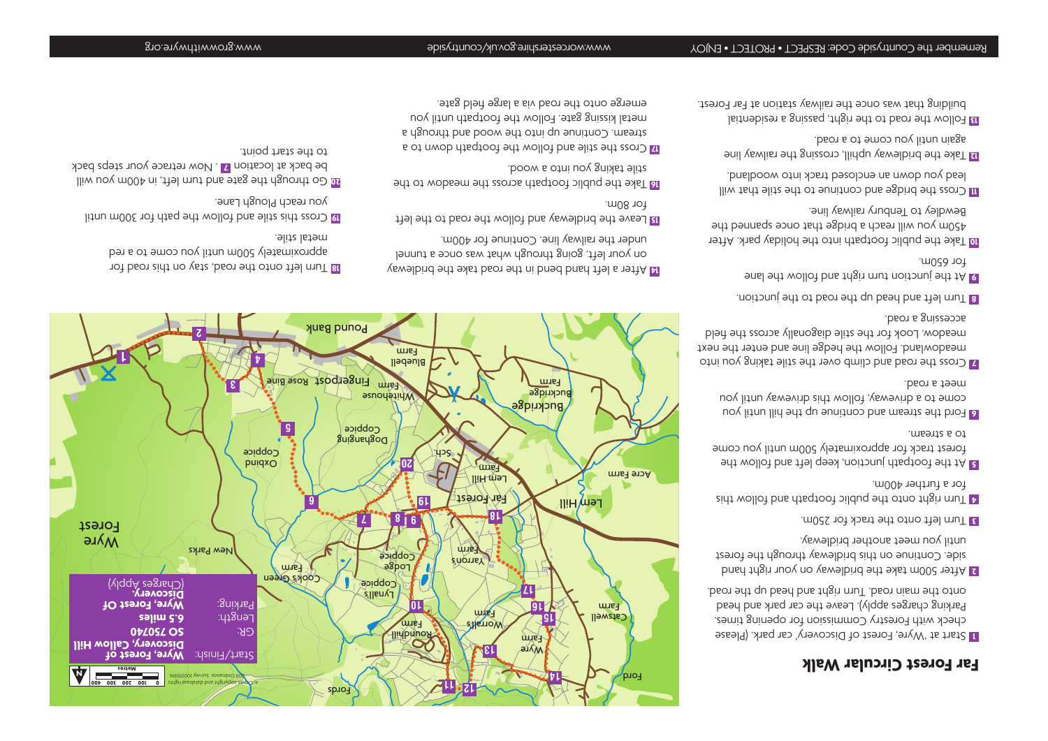# Far Forest Circular Walk

**1** Start at 'Wyre, Forest of Discovery' car park. (Please check with Forestry Commission for opening times. Parking charges apply). Leave the car park and head onto the main road. Turn right and head up the road.

**2** After 500m take the bridleway on your right hand side. Continue on this bridleway through the forest until you meet another bridleway.

**3** Turn left onto the track for 250m.

**4** Turn right onto the public footpath and follow this for a further 400m.

**5** At the footpath junction, keep left and follow the forest track for approximately 500m until you come to a stream.

**6** Ford the stream and continue up the hill until you come to a driveway, follow this driveway until you meet a road.

**7** Cross the road and climb over the stile taking you into meadowland. Follow the hedge line and enter the next meadow. Look for the stile diagonally across the field accessing a road.

**8** Turn left and head up the road to the junction.

**9** At the junction turn right and follow the lane for 650m.

**10** Take the public footpath into the holiday park. After 450m you will reach a bridge that once spanned the Bewdley to Tenbury railway line.

**11** Cross the bridge and continue to the stile that will lead you down an enclosed track into woodland.

**12** Take the bridleway uphill, crossing the railway line again until you come to a road.

**13** Follow the road to the right, passing a residential building that was once the railway station at Far Forest.

**14** After a left hand bend in the road take the bridleway on your left, going through what was once a tunnel under the railway line. Continue for 400m.

**15** Leave the bridleway and follow the road to the left for 80m.

**16** Take the public footpath across the meadow to the stile taking you into a wood.

**17** Cross the stile and follow the footpath down to a stream. Continue up into the wood and through a metal kissing gate. Follow the footpath until you emerge onto the road via a large field gate.

**18** Turn left onto the road, stay on this road for approximately 500m until you come to a red metal stile.

**19** Cross this stile and follow the path for 300m until you reach Plough Lane.

**20** Go through the gate and turn left, in 400m you will be back at location **7**. Now retrace your steps back to the start point.

| | |
|---|---|
| Start/Finish: | **Wyre, Forest of Discovery, Callow Hill** |
| GR: | **SO 750740** |
| Length: | **6.5 miles** |
| Parking: | **Wyre, Forest Of Discovery.** (Charges Apply) |

Metres
0 100 200 300 400

© Crown copyright and database rights 2011 Ordnance Survey 100019534

Pound Bank
Fingerpost
Rose Bine
Bluebell Farm
Buckridge
Buckridge Farm
Whitehouse Farm
Doghanging Coppice
Oxbind Coppice
Sch.
Lem Hill Farm
Lem Hill
Acre Farm
Far Forest
Wyre Forest
New Parks
Cook's Green Farm
Lodge Coppice
Yarrow's Farm
Lynalls Coppice
Roundhill Farm
Worralls Farm
Catswell Farm
Wyre Farm
Ford
Fords

Remember the Countryside Code: RESPECT • PROTECT • ENJOY

www.worcestershire.gov.uk/countryside

www.growwithwyre.org